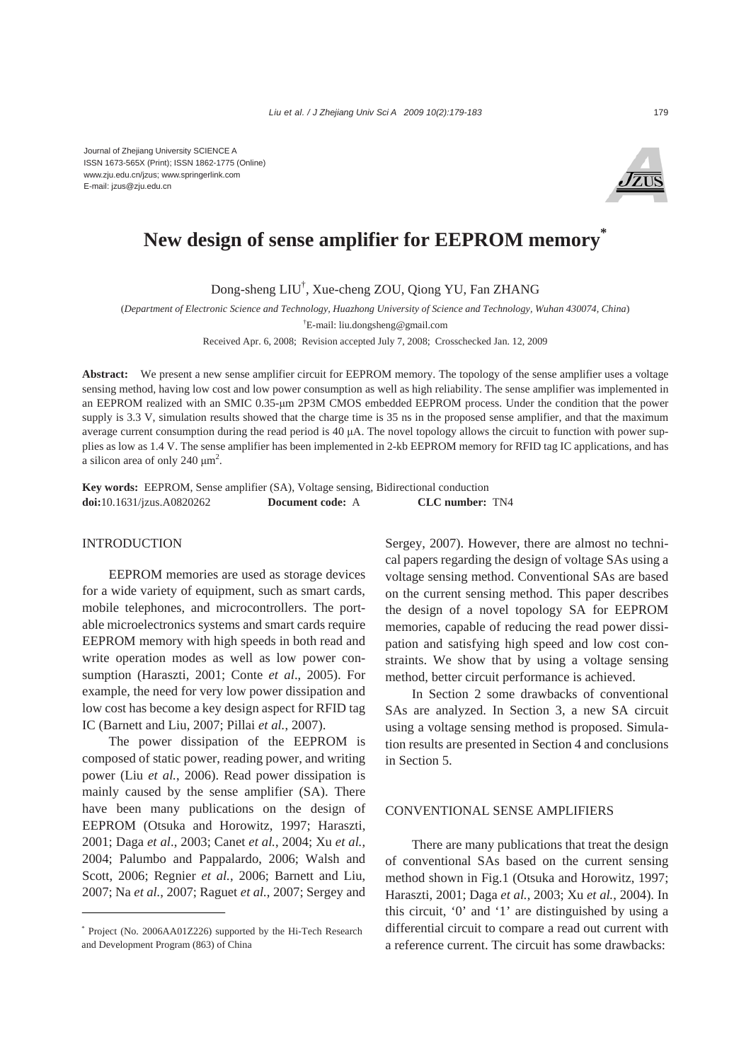Journal of Zhejiang University SCIENCE A
ISSN 1673-565X (Print); ISSN 1862-1775 (Online)
www.zju.edu.cn/jzus; www.springerlink.com
E-mail: jzus@zju.edu.cn

# New design of sense amplifier for EEPROM memory*

Dong-sheng LIU†, Xue-cheng ZOU, Qiong YU, Fan ZHANG

(*Department of Electronic Science and Technology, Huazhong University of Science and Technology, Wuhan 430074, China*)

†E-mail: liu.dongsheng@gmail.com

Received Apr. 6, 2008; Revision accepted July 7, 2008; Crosschecked Jan. 12, 2009

**Abstract:** We present a new sense amplifier circuit for EEPROM memory. The topology of the sense amplifier uses a voltage sensing method, having low cost and low power consumption as well as high reliability. The sense amplifier was implemented in an EEPROM realized with an SMIC 0.35-μm 2P3M CMOS embedded EEPROM process. Under the condition that the power supply is 3.3 V, simulation results showed that the charge time is 35 ns in the proposed sense amplifier, and that the maximum average current consumption during the read period is 40 μA. The novel topology allows the circuit to function with power supplies as low as 1.4 V. The sense amplifier has been implemented in 2-kb EEPROM memory for RFID tag IC applications, and has a silicon area of only 240 $\mu m^2$.

**Key words:** EEPROM, Sense amplifier (SA), Voltage sensing, Bidirectional conduction
**doi:**10.1631/jzus.A0820262 **Document code:** A **CLC number:** TN4

## INTRODUCTION

EEPROM memories are used as storage devices for a wide variety of equipment, such as smart cards, mobile telephones, and microcontrollers. The portable microelectronics systems and smart cards require EEPROM memory with high speeds in both read and write operation modes as well as low power consumption (Haraszti, 2001; Conte *et al*., 2005). For example, the need for very low power dissipation and low cost has become a key design aspect for RFID tag IC (Barnett and Liu, 2007; Pillai *et al.*, 2007).

The power dissipation of the EEPROM is composed of static power, reading power, and writing power (Liu *et al.*, 2006). Read power dissipation is mainly caused by the sense amplifier (SA). There have been many publications on the design of EEPROM (Otsuka and Horowitz, 1997; Haraszti, 2001; Daga *et al.*, 2003; Canet *et al.*, 2004; Xu *et al.*, 2004; Palumbo and Pappalardo, 2006; Walsh and Scott, 2006; Regnier *et al.*, 2006; Barnett and Liu, 2007; Na *et al.*, 2007; Raguet *et al.*, 2007; Sergey and Sergey, 2007). However, there are almost no technical papers regarding the design of voltage SAs using a voltage sensing method. Conventional SAs are based on the current sensing method. This paper describes the design of a novel topology SA for EEPROM memories, capable of reducing the read power dissipation and satisfying high speed and low cost constraints. We show that by using a voltage sensing method, better circuit performance is achieved.

In Section 2 some drawbacks of conventional SAs are analyzed. In Section 3, a new SA circuit using a voltage sensing method is proposed. Simulation results are presented in Section 4 and conclusions in Section 5.

## CONVENTIONAL SENSE AMPLIFIERS

There are many publications that treat the design of conventional SAs based on the current sensing method shown in Fig.1 (Otsuka and Horowitz, 1997; Haraszti, 2001; Daga *et al.*, 2003; Xu *et al.*, 2004). In this circuit, '0' and '1' are distinguished by using a differential circuit to compare a read out current with a reference current. The circuit has some drawbacks:

---

* Project (No. 2006AA01Z226) supported by the Hi-Tech Research and Development Program (863) of China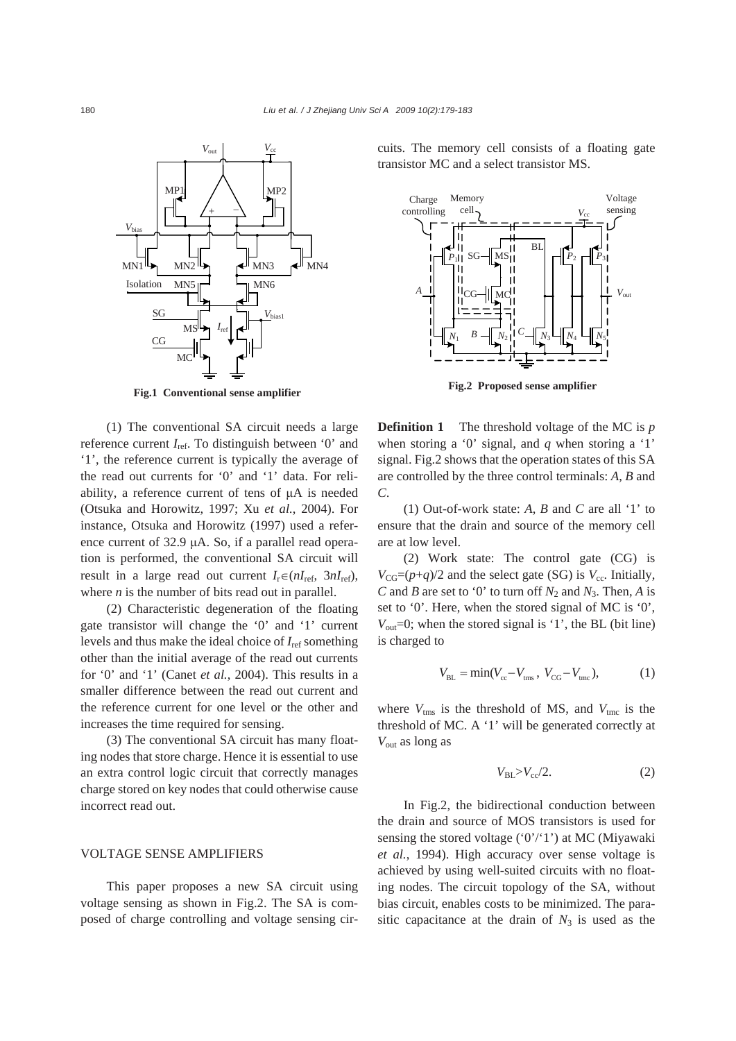**Fig.1 Conventional sense amplifier**

(1) The conventional SA circuit needs a large reference current $I_{\text{ref}}$. To distinguish between '0' and '1', the reference current is typically the average of the read out currents for '0' and '1' data. For reliability, a reference current of tens of μA is needed (Otsuka and Horowitz, 1997; Xu *et al.*, 2004). For instance, Otsuka and Horowitz (1997) used a reference current of 32.9 μA. So, if a parallel read operation is performed, the conventional SA circuit will result in a large read out current $I_{\text{r}}\in(nI_{\text{ref}},\ 3nI_{\text{ref}})$, where $n$ is the number of bits read out in parallel.

(2) Characteristic degeneration of the floating gate transistor will change the '0' and '1' current levels and thus make the ideal choice of $I_{\text{ref}}$ something other than the initial average of the read out currents for '0' and '1' (Canet *et al.*, 2004). This results in a smaller difference between the read out current and the reference current for one level or the other and increases the time required for sensing.

(3) The conventional SA circuit has many floating nodes that store charge. Hence it is essential to use an extra control logic circuit that correctly manages charge stored on key nodes that could otherwise cause incorrect read out.

## VOLTAGE SENSE AMPLIFIERS

This paper proposes a new SA circuit using voltage sensing as shown in Fig.2. The SA is composed of charge controlling and voltage sensing circuits. The memory cell consists of a floating gate transistor MC and a select transistor MS.

**Fig.2 Proposed sense amplifier**

**Definition 1** The threshold voltage of the MC is $p$ when storing a '0' signal, and $q$ when storing a '1' signal. Fig.2 shows that the operation states of this SA are controlled by the three control terminals: $A$, $B$ and $C$.

(1) Out-of-work state: $A$, $B$ and $C$ are all '1' to ensure that the drain and source of the memory cell are at low level.

(2) Work state: The control gate (CG) is $V_{\text{CG}}=(p+q)/2$ and the select gate (SG) is $V_{\text{cc}}$. Initially, $C$ and $B$ are set to '0' to turn off $N_2$ and $N_3$. Then, $A$ is set to '0'. Here, when the stored signal of MC is '0', $V_{\text{out}}=0$; when the stored signal is '1', the BL (bit line) is charged to

$$V_{\text{BL}}=\min(V_{\text{cc}}-V_{\text{tms}},\ V_{\text{CG}}-V_{\text{tmc}}), \tag{1}$$

where $V_{\text{tms}}$ is the threshold of MS, and $V_{\text{tmc}}$ is the threshold of MC. A '1' will be generated correctly at $V_{\text{out}}$ as long as

$$V_{\text{BL}}>V_{\text{cc}}/2. \tag{2}$$

In Fig.2, the bidirectional conduction between the drain and source of MOS transistors is used for sensing the stored voltage ('0'/'1') at MC (Miyawaki *et al.*, 1994). High accuracy over sense voltage is achieved by using well-suited circuits with no floating nodes. The circuit topology of the SA, without bias circuit, enables costs to be minimized. The parasitic capacitance at the drain of $N_3$ is used as the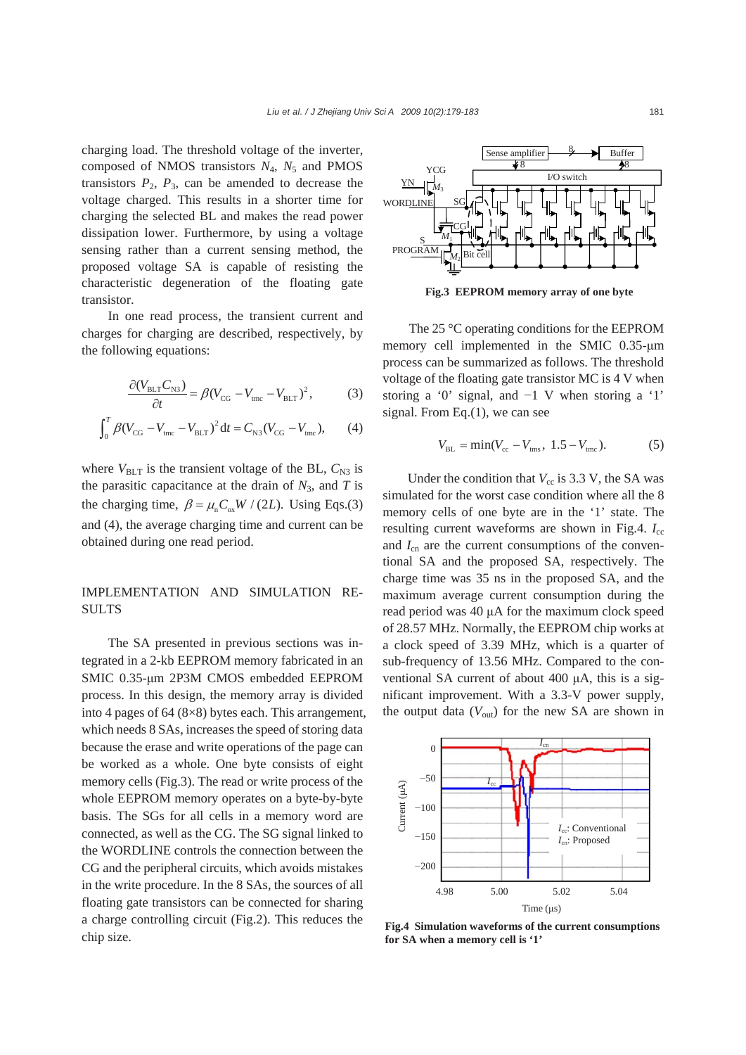charging load. The threshold voltage of the inverter, composed of NMOS transistors $N_4$, $N_5$ and PMOS transistors $P_2$, $P_3$, can be amended to decrease the voltage charged. This results in a shorter time for charging the selected BL and makes the read power dissipation lower. Furthermore, by using a voltage sensing rather than a current sensing method, the proposed voltage SA is capable of resisting the characteristic degeneration of the floating gate transistor.

In one read process, the transient current and charges for charging are described, respectively, by the following equations:

$$\frac{\partial (V_{\mathrm{BLT}} C_{\mathrm{N3}})}{\partial t} = \beta (V_{\mathrm{CG}} - V_{\mathrm{tmc}} - V_{\mathrm{BLT}})^2, \tag{3}$$

$$\int_0^T \beta (V_{\mathrm{CG}} - V_{\mathrm{tmc}} - V_{\mathrm{BLT}})^2 \mathrm{d}t = C_{\mathrm{N3}} (V_{\mathrm{CG}} - V_{\mathrm{tmc}}), \tag{4}$$

where $V_{\mathrm{BLT}}$ is the transient voltage of the BL, $C_{\mathrm{N3}}$ is the parasitic capacitance at the drain of $N_3$, and $T$ is the charging time, $\beta = \mu_{\mathrm{n}} C_{\mathrm{ox}} W/(2L)$. Using Eqs.(3) and (4), the average charging time and current can be obtained during one read period.

## IMPLEMENTATION AND SIMULATION RESULTS

The SA presented in previous sections was integrated in a 2-kb EEPROM memory fabricated in an SMIC 0.35-μm 2P3M CMOS embedded EEPROM process. In this design, the memory array is divided into 4 pages of 64 (8×8) bytes each. This arrangement, which needs 8 SAs, increases the speed of storing data because the erase and write operations of the page can be worked as a whole. One byte consists of eight memory cells (Fig.3). The read or write process of the whole EEPROM memory operates on a byte-by-byte basis. The SGs for all cells in a memory word are connected, as well as the CG. The SG signal linked to the WORDLINE controls the connection between the CG and the peripheral circuits, which avoids mistakes in the write procedure. In the 8 SAs, the sources of all floating gate transistors can be connected for sharing a charge controlling circuit (Fig.2). This reduces the chip size.

**Fig.3 EEPROM memory array of one byte**

The 25 °C operating conditions for the EEPROM memory cell implemented in the SMIC 0.35-μm process can be summarized as follows. The threshold voltage of the floating gate transistor MC is 4 V when storing a '0' signal, and −1 V when storing a '1' signal. From Eq.(1), we can see

$$V_{\mathrm{BL}} = \min(V_{\mathrm{cc}} - V_{\mathrm{tms}},\ 1.5 - V_{\mathrm{tmc}}). \tag{5}$$

Under the condition that $V_{\mathrm{cc}}$ is 3.3 V, the SA was simulated for the worst case condition where all the 8 memory cells of one byte are in the '1' state. The resulting current waveforms are shown in Fig.4. $I_{\mathrm{cc}}$ and $I_{\mathrm{cn}}$ are the current consumptions of the conventional SA and the proposed SA, respectively. The charge time was 35 ns in the proposed SA, and the maximum average current consumption during the read period was 40 μA for the maximum clock speed of 28.57 MHz. Normally, the EEPROM chip works at a clock speed of 3.39 MHz, which is a quarter of sub-frequency of 13.56 MHz. Compared to the conventional SA current of about 400 μA, this is a significant improvement. With a 3.3-V power supply, the output data ($V_{\mathrm{out}}$) for the new SA are shown in

**Fig.4 Simulation waveforms of the current consumptions for SA when a memory cell is '1'**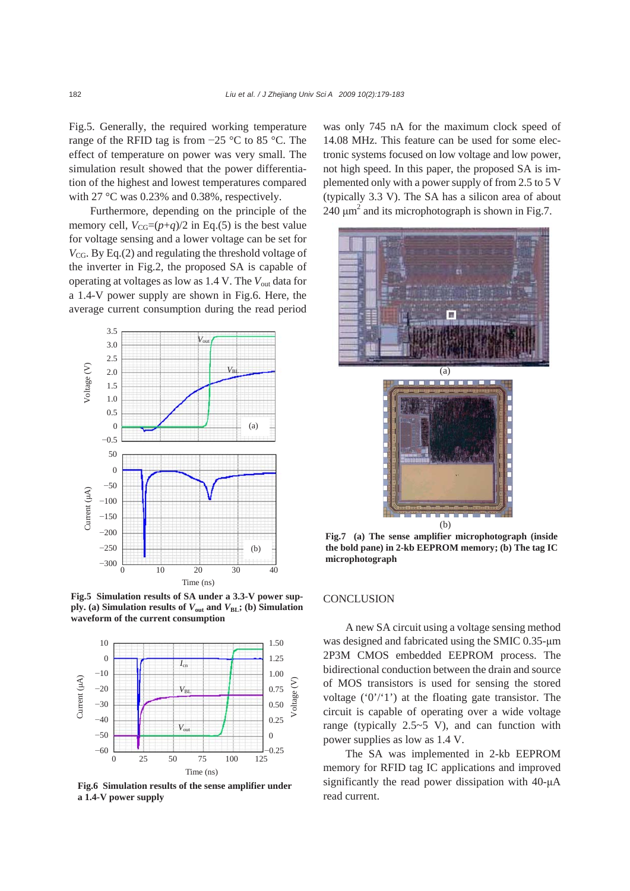Fig.5. Generally, the required working temperature range of the RFID tag is from −25 °C to 85 °C. The effect of temperature on power was very small. The simulation result showed that the power differentiation of the highest and lowest temperatures compared with 27 °C was 0.23% and 0.38%, respectively.

Furthermore, depending on the principle of the memory cell, $V_{CG}=(p+q)/2$ in Eq.(5) is the best value for voltage sensing and a lower voltage can be set for $V_{CG}$. By Eq.(2) and regulating the threshold voltage of the inverter in Fig.2, the proposed SA is capable of operating at voltages as low as 1.4 V. The $V_{out}$ data for a 1.4-V power supply are shown in Fig.6. Here, the average current consumption during the read period was only 745 nA for the maximum clock speed of 14.08 MHz. This feature can be used for some electronic systems focused on low voltage and low power, not high speed. In this paper, the proposed SA is implemented only with a power supply of from 2.5 to 5 V (typically 3.3 V). The SA has a silicon area of about 240 μm$^2$ and its microphotograph is shown in Fig.7.

**Fig.5 Simulation results of SA under a 3.3-V power supply. (a) Simulation results of $V_{out}$ and $V_{BL}$; (b) Simulation waveform of the current consumption**

**Fig.6 Simulation results of the sense amplifier under a 1.4-V power supply**

**Fig.7 (a) The sense amplifier microphotograph (inside the bold pane) in 2-kb EEPROM memory; (b) The tag IC microphotograph**

## CONCLUSION

A new SA circuit using a voltage sensing method was designed and fabricated using the SMIC 0.35-μm 2P3M CMOS embedded EEPROM process. The bidirectional conduction between the drain and source of MOS transistors is used for sensing the stored voltage ('0'/'1') at the floating gate transistor. The circuit is capable of operating over a wide voltage range (typically 2.5~5 V), and can function with power supplies as low as 1.4 V.

The SA was implemented in 2-kb EEPROM memory for RFID tag IC applications and improved significantly the read power dissipation with 40-μA read current.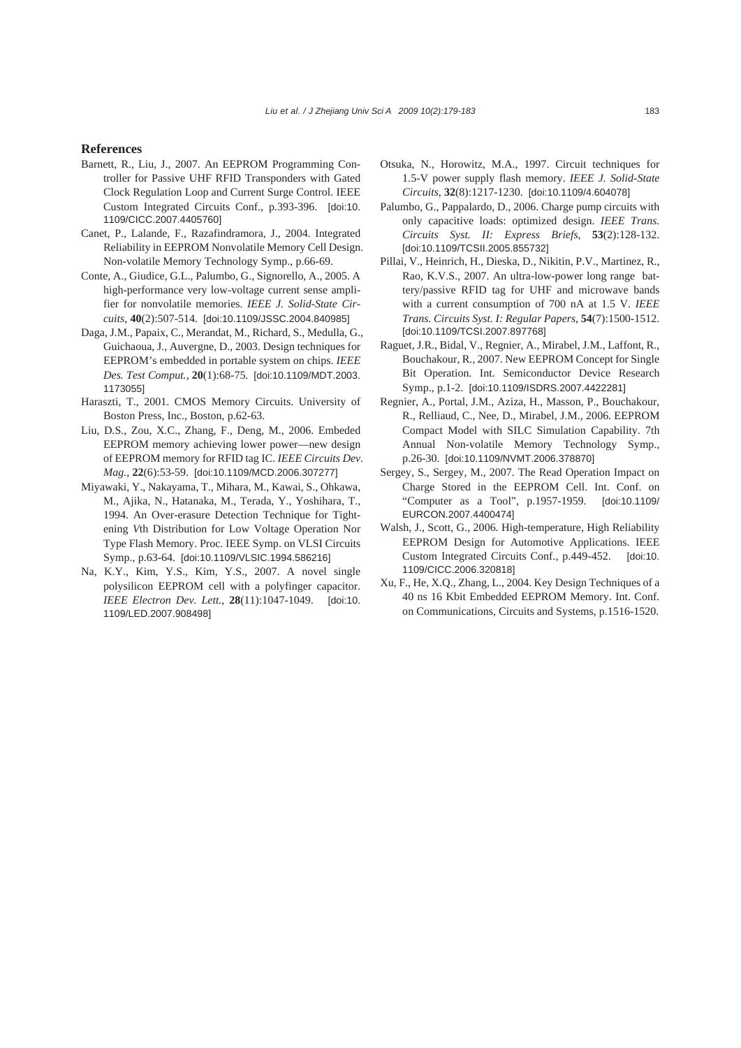## References

Barnett, R., Liu, J., 2007. An EEPROM Programming Controller for Passive UHF RFID Transponders with Gated Clock Regulation Loop and Current Surge Control. IEEE Custom Integrated Circuits Conf., p.393-396. [doi:10.1109/CICC.2007.4405760]

Canet, P., Lalande, F., Razafindramora, J., 2004. Integrated Reliability in EEPROM Nonvolatile Memory Cell Design. Non-volatile Memory Technology Symp., p.66-69.

Conte, A., Giudice, G.L., Palumbo, G., Signorello, A., 2005. A high-performance very low-voltage current sense amplifier for nonvolatile memories. *IEEE J. Solid-State Circuits*, **40**(2):507-514. [doi:10.1109/JSSC.2004.840985]

Daga, J.M., Papaix, C., Merandat, M., Richard, S., Medulla, G., Guichaoua, J., Auvergne, D., 2003. Design techniques for EEPROM's embedded in portable system on chips. *IEEE Des. Test Comput.*, **20**(1):68-75. [doi:10.1109/MDT.2003.1173055]

Haraszti, T., 2001. CMOS Memory Circuits. University of Boston Press, Inc., Boston, p.62-63.

Liu, D.S., Zou, X.C., Zhang, F., Deng, M., 2006. Embeded EEPROM memory achieving lower power—new design of EEPROM memory for RFID tag IC. *IEEE Circuits Dev. Mag.*, **22**(6):53-59. [doi:10.1109/MCD.2006.307277]

Miyawaki, Y., Nakayama, T., Mihara, M., Kawai, S., Ohkawa, M., Ajika, N., Hatanaka, M., Terada, Y., Yoshihara, T., 1994. An Over-erasure Detection Technique for Tightening *V*th Distribution for Low Voltage Operation Nor Type Flash Memory. Proc. IEEE Symp. on VLSI Circuits Symp., p.63-64. [doi:10.1109/VLSIC.1994.586216]

Na, K.Y., Kim, Y.S., Kim, Y.S., 2007. A novel single polysilicon EEPROM cell with a polyfinger capacitor. *IEEE Electron Dev. Lett.*, **28**(11):1047-1049. [doi:10.1109/LED.2007.908498]

Otsuka, N., Horowitz, M.A., 1997. Circuit techniques for 1.5-V power supply flash memory. *IEEE J. Solid-State Circuits*, **32**(8):1217-1230. [doi:10.1109/4.604078]

Palumbo, G., Pappalardo, D., 2006. Charge pump circuits with only capacitive loads: optimized design. *IEEE Trans. Circuits Syst. II: Express Briefs*, **53**(2):128-132. [doi:10.1109/TCSII.2005.855732]

Pillai, V., Heinrich, H., Dieska, D., Nikitin, P.V., Martinez, R., Rao, K.V.S., 2007. An ultra-low-power long range battery/passive RFID tag for UHF and microwave bands with a current consumption of 700 nA at 1.5 V. *IEEE Trans. Circuits Syst. I: Regular Papers*, **54**(7):1500-1512. [doi:10.1109/TCSI.2007.897768]

Raguet, J.R., Bidal, V., Regnier, A., Mirabel, J.M., Laffont, R., Bouchakour, R., 2007. New EEPROM Concept for Single Bit Operation. Int. Semiconductor Device Research Symp., p.1-2. [doi:10.1109/ISDRS.2007.4422281]

Regnier, A., Portal, J.M., Aziza, H., Masson, P., Bouchakour, R., Relliaud, C., Nee, D., Mirabel, J.M., 2006. EEPROM Compact Model with SILC Simulation Capability. 7th Annual Non-volatile Memory Technology Symp., p.26-30. [doi:10.1109/NVMT.2006.378870]

Sergey, S., Sergey, M., 2007. The Read Operation Impact on Charge Stored in the EEPROM Cell. Int. Conf. on "Computer as a Tool", p.1957-1959. [doi:10.1109/EURCON.2007.4400474]

Walsh, J., Scott, G., 2006. High-temperature, High Reliability EEPROM Design for Automotive Applications. IEEE Custom Integrated Circuits Conf., p.449-452. [doi:10.1109/CICC.2006.320818]

Xu, F., He, X.Q., Zhang, L., 2004. Key Design Techniques of a 40 ns 16 Kbit Embedded EEPROM Memory. Int. Conf. on Communications, Circuits and Systems, p.1516-1520.